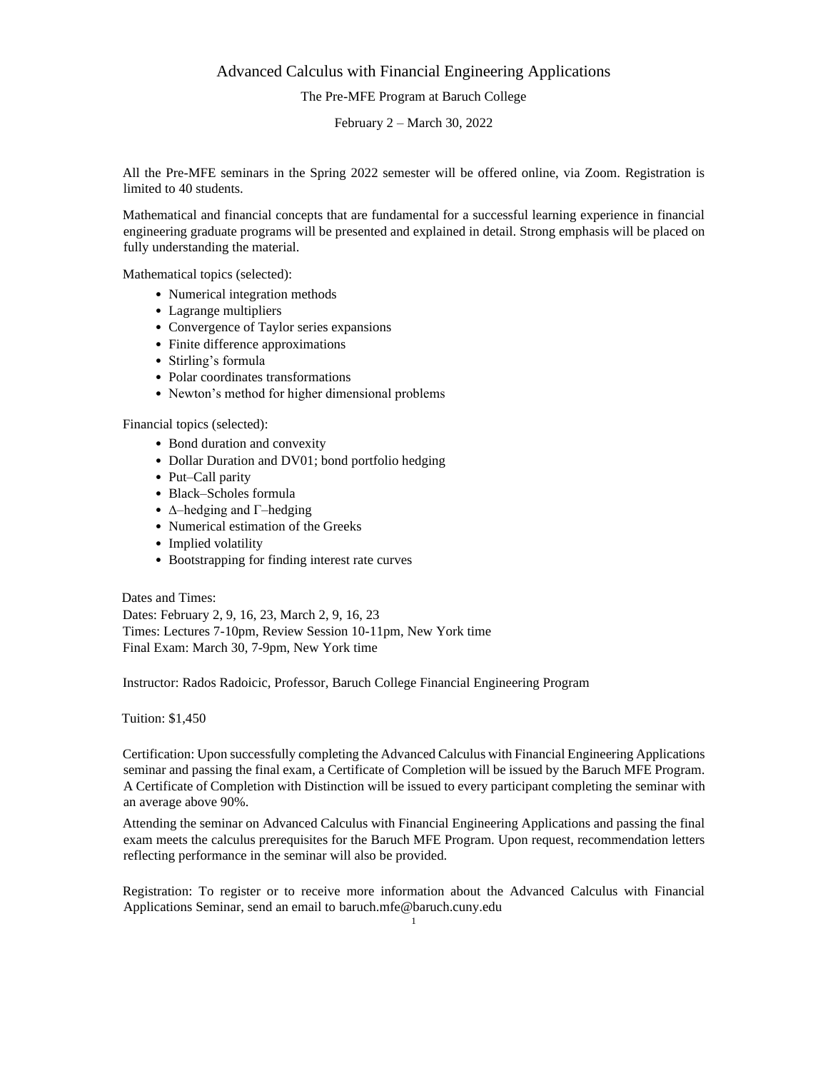# Advanced Calculus with Financial Engineering Applications

The Pre-MFE Program at Baruch College

February 2 – March 30, 2022

All the Pre-MFE seminars in the Spring 2022 semester will be offered online, via Zoom. Registration is limited to 40 students.

Mathematical and financial concepts that are fundamental for a successful learning experience in financial engineering graduate programs will be presented and explained in detail. Strong emphasis will be placed on fully understanding the material.

Mathematical topics (selected):

- Numerical integration methods
- Lagrange multipliers
- Convergence of Taylor series expansions
- Finite difference approximations
- Stirling's formula
- Polar coordinates transformations
- Newton's method for higher dimensional problems

Financial topics (selected):

- Bond duration and convexity
- Dollar Duration and DV01; bond portfolio hedging
- Put–Call parity
- Black–Scholes formula
- $\Delta$–hedging and $\Gamma$–hedging
- Numerical estimation of the Greeks
- Implied volatility
- Bootstrapping for finding interest rate curves

Dates and Times:
Dates: February 2, 9, 16, 23, March 2, 9, 16, 23
Times: Lectures 7-10pm, Review Session 10-11pm, New York time
Final Exam: March 30, 7-9pm, New York time

Instructor: Rados Radoicic, Professor, Baruch College Financial Engineering Program

Tuition: $1,450

Certification: Upon successfully completing the Advanced Calculus with Financial Engineering Applications seminar and passing the final exam, a Certificate of Completion will be issued by the Baruch MFE Program. A Certificate of Completion with Distinction will be issued to every participant completing the seminar with an average above 90%.

Attending the seminar on Advanced Calculus with Financial Engineering Applications and passing the final exam meets the calculus prerequisites for the Baruch MFE Program. Upon request, recommendation letters reflecting performance in the seminar will also be provided.

Registration: To register or to receive more information about the Advanced Calculus with Financial Applications Seminar, send an email to baruch.mfe@baruch.cuny.edu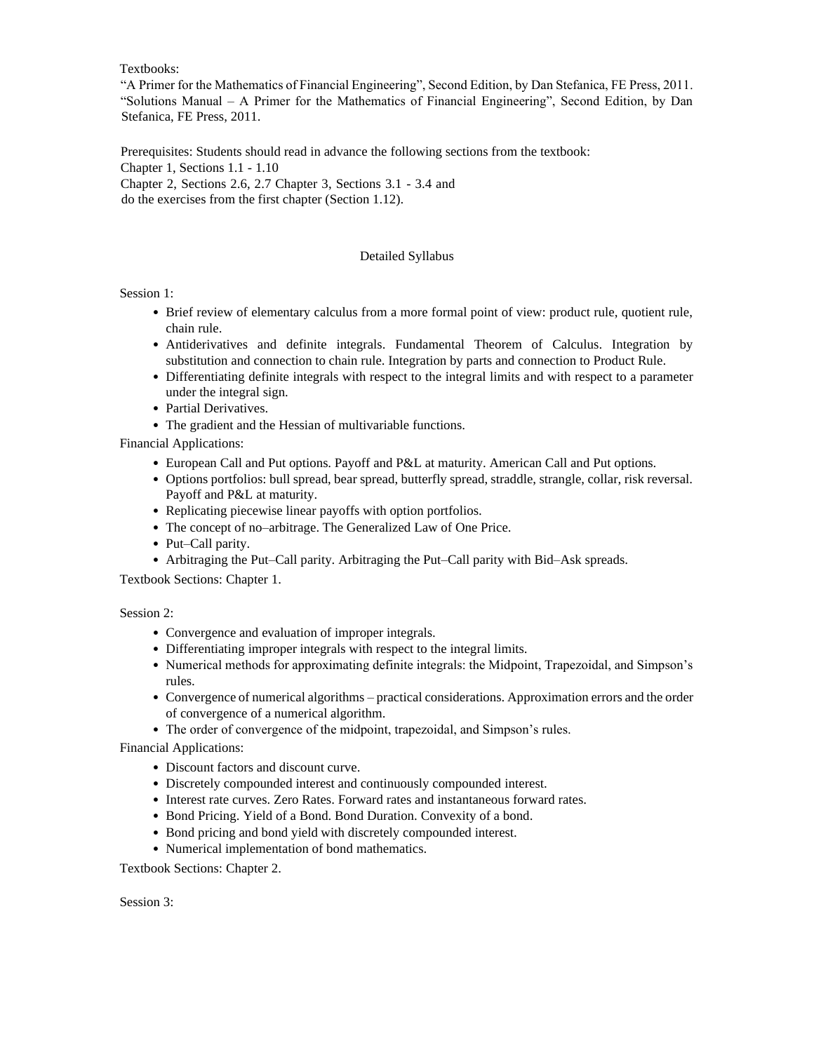Textbooks:

"A Primer for the Mathematics of Financial Engineering", Second Edition, by Dan Stefanica, FE Press, 2011.

"Solutions Manual – A Primer for the Mathematics of Financial Engineering", Second Edition, by Dan Stefanica, FE Press, 2011.

Prerequisites: Students should read in advance the following sections from the textbook:
Chapter 1, Sections 1.1 - 1.10
Chapter 2, Sections 2.6, 2.7 Chapter 3, Sections 3.1 - 3.4 and
do the exercises from the first chapter (Section 1.12).

## Detailed Syllabus

Session 1:

- Brief review of elementary calculus from a more formal point of view: product rule, quotient rule, chain rule.
- Antiderivatives and definite integrals. Fundamental Theorem of Calculus. Integration by substitution and connection to chain rule. Integration by parts and connection to Product Rule.
- Differentiating definite integrals with respect to the integral limits and with respect to a parameter under the integral sign.
- Partial Derivatives.
- The gradient and the Hessian of multivariable functions.

Financial Applications:

- European Call and Put options. Payoff and P&L at maturity. American Call and Put options.
- Options portfolios: bull spread, bear spread, butterfly spread, straddle, strangle, collar, risk reversal. Payoff and P&L at maturity.
- Replicating piecewise linear payoffs with option portfolios.
- The concept of no–arbitrage. The Generalized Law of One Price.
- Put–Call parity.
- Arbitraging the Put–Call parity. Arbitraging the Put–Call parity with Bid–Ask spreads.

Textbook Sections: Chapter 1.

Session 2:

- Convergence and evaluation of improper integrals.
- Differentiating improper integrals with respect to the integral limits.
- Numerical methods for approximating definite integrals: the Midpoint, Trapezoidal, and Simpson's rules.
- Convergence of numerical algorithms – practical considerations. Approximation errors and the order of convergence of a numerical algorithm.
- The order of convergence of the midpoint, trapezoidal, and Simpson's rules.

Financial Applications:

- Discount factors and discount curve.
- Discretely compounded interest and continuously compounded interest.
- Interest rate curves. Zero Rates. Forward rates and instantaneous forward rates.
- Bond Pricing. Yield of a Bond. Bond Duration. Convexity of a bond.
- Bond pricing and bond yield with discretely compounded interest.
- Numerical implementation of bond mathematics.

Textbook Sections: Chapter 2.

Session 3: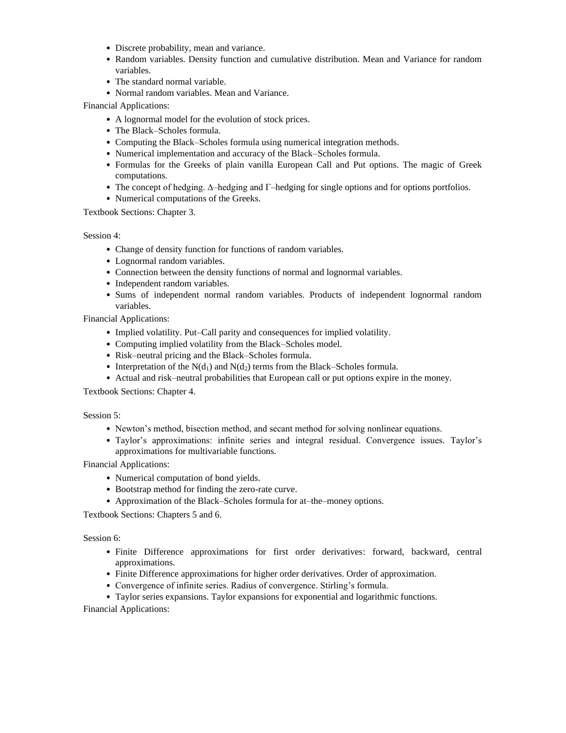- Discrete probability, mean and variance.
- Random variables. Density function and cumulative distribution. Mean and Variance for random variables.
- The standard normal variable.
- Normal random variables. Mean and Variance.

Financial Applications:

- A lognormal model for the evolution of stock prices.
- The Black–Scholes formula.
- Computing the Black–Scholes formula using numerical integration methods.
- Numerical implementation and accuracy of the Black–Scholes formula.
- Formulas for the Greeks of plain vanilla European Call and Put options. The magic of Greek computations.
- The concept of hedging. $\Delta$–hedging and $\Gamma$–hedging for single options and for options portfolios.
- Numerical computations of the Greeks.

Textbook Sections: Chapter 3.

Session 4:

- Change of density function for functions of random variables.
- Lognormal random variables.
- Connection between the density functions of normal and lognormal variables.
- Independent random variables.
- Sums of independent normal random variables. Products of independent lognormal random variables.

Financial Applications:

- Implied volatility. Put–Call parity and consequences for implied volatility.
- Computing implied volatility from the Black–Scholes model.
- Risk–neutral pricing and the Black–Scholes formula.
- Interpretation of the $N(d_1)$ and $N(d_2)$ terms from the Black–Scholes formula.
- Actual and risk–neutral probabilities that European call or put options expire in the money.

Textbook Sections: Chapter 4.

Session 5:

- Newton's method, bisection method, and secant method for solving nonlinear equations.
- Taylor's approximations: infinite series and integral residual. Convergence issues. Taylor's approximations for multivariable functions.

Financial Applications:

- Numerical computation of bond yields.
- Bootstrap method for finding the zero-rate curve.
- Approximation of the Black–Scholes formula for at–the–money options.

Textbook Sections: Chapters 5 and 6.

Session 6:

- Finite Difference approximations for first order derivatives: forward, backward, central approximations.
- Finite Difference approximations for higher order derivatives. Order of approximation.
- Convergence of infinite series. Radius of convergence. Stirling's formula.
- Taylor series expansions. Taylor expansions for exponential and logarithmic functions.

Financial Applications: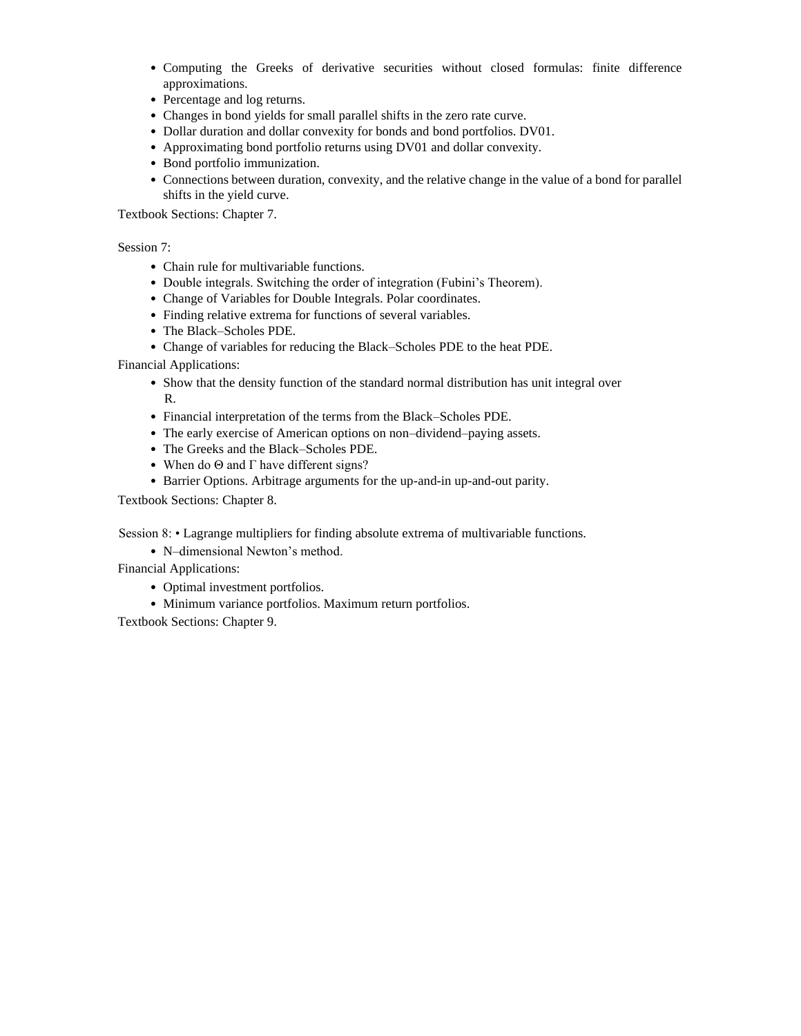- Computing the Greeks of derivative securities without closed formulas: finite difference approximations.
- Percentage and log returns.
- Changes in bond yields for small parallel shifts in the zero rate curve.
- Dollar duration and dollar convexity for bonds and bond portfolios. DV01.
- Approximating bond portfolio returns using DV01 and dollar convexity.
- Bond portfolio immunization.
- Connections between duration, convexity, and the relative change in the value of a bond for parallel shifts in the yield curve.

Textbook Sections: Chapter 7.

Session 7:

- Chain rule for multivariable functions.
- Double integrals. Switching the order of integration (Fubini's Theorem).
- Change of Variables for Double Integrals. Polar coordinates.
- Finding relative extrema for functions of several variables.
- The Black–Scholes PDE.
- Change of variables for reducing the Black–Scholes PDE to the heat PDE.

Financial Applications:

- Show that the density function of the standard normal distribution has unit integral over R.
- Financial interpretation of the terms from the Black–Scholes PDE.
- The early exercise of American options on non–dividend–paying assets.
- The Greeks and the Black–Scholes PDE.
- When do $\Theta$ and $\Gamma$ have different signs?
- Barrier Options. Arbitrage arguments for the up-and-in up-and-out parity.

Textbook Sections: Chapter 8.

Session 8:

- Lagrange multipliers for finding absolute extrema of multivariable functions.
- N–dimensional Newton's method.

Financial Applications:

- Optimal investment portfolios.
- Minimum variance portfolios. Maximum return portfolios.

Textbook Sections: Chapter 9.